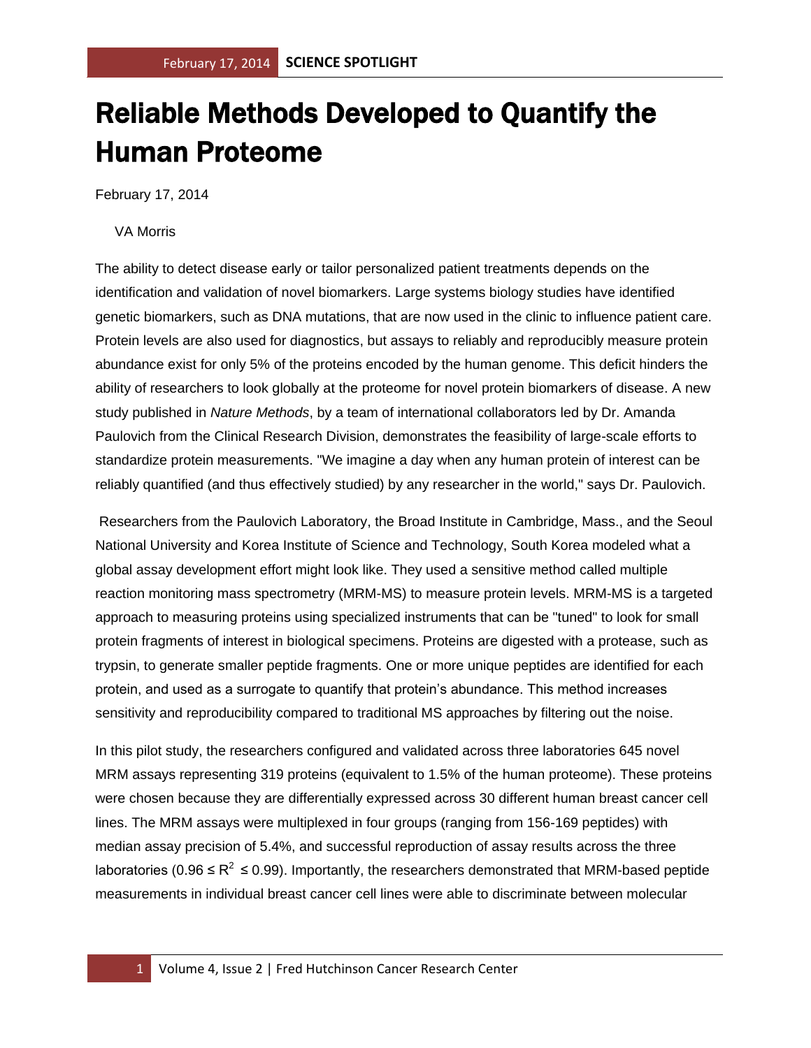# Reliable Methods Developed to Quantify the Human Proteome

February 17, 2014

VA Morris

The ability to detect disease early or tailor personalized patient treatments depends on the identification and validation of novel biomarkers. Large systems biology studies have identified genetic biomarkers, such as DNA mutations, that are now used in the clinic to influence patient care. Protein levels are also used for diagnostics, but assays to reliably and reproducibly measure protein abundance exist for only 5% of the proteins encoded by the human genome. This deficit hinders the ability of researchers to look globally at the proteome for novel protein biomarkers of disease. A new study published in *Nature Methods*, by a team of international collaborators led by Dr. Amanda Paulovich from the Clinical Research Division, demonstrates the feasibility of large-scale efforts to standardize protein measurements. "We imagine a day when any human protein of interest can be reliably quantified (and thus effectively studied) by any researcher in the world," says Dr. Paulovich.

Researchers from the Paulovich Laboratory, the Broad Institute in Cambridge, Mass., and the Seoul National University and Korea Institute of Science and Technology, South Korea modeled what a global assay development effort might look like. They used a sensitive method called multiple reaction monitoring mass spectrometry (MRM-MS) to measure protein levels. MRM-MS is a targeted approach to measuring proteins using specialized instruments that can be "tuned" to look for small protein fragments of interest in biological specimens. Proteins are digested with a protease, such as trypsin, to generate smaller peptide fragments. One or more unique peptides are identified for each protein, and used as a surrogate to quantify that protein's abundance. This method increases sensitivity and reproducibility compared to traditional MS approaches by filtering out the noise.

In this pilot study, the researchers configured and validated across three laboratories 645 novel MRM assays representing 319 proteins (equivalent to 1.5% of the human proteome). These proteins were chosen because they are differentially expressed across 30 different human breast cancer cell lines. The MRM assays were multiplexed in four groups (ranging from 156-169 peptides) with median assay precision of 5.4%, and successful reproduction of assay results across the three laboratories ($0.96 \leq R^2 \leq 0.99$). Importantly, the researchers demonstrated that MRM-based peptide measurements in individual breast cancer cell lines were able to discriminate between molecular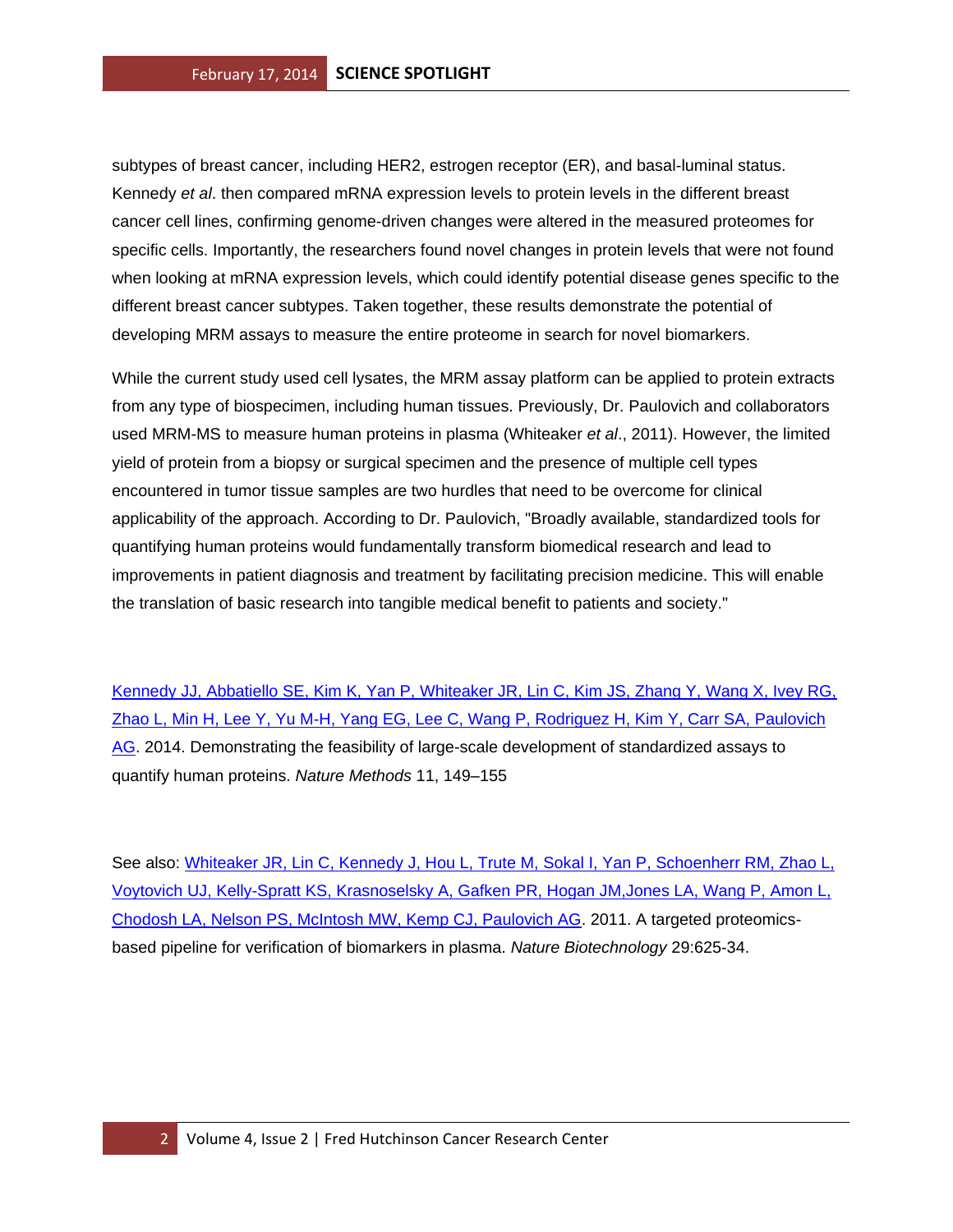subtypes of breast cancer, including HER2, estrogen receptor (ER), and basal-luminal status. Kennedy *et al*. then compared mRNA expression levels to protein levels in the different breast cancer cell lines, confirming genome-driven changes were altered in the measured proteomes for specific cells. Importantly, the researchers found novel changes in protein levels that were not found when looking at mRNA expression levels, which could identify potential disease genes specific to the different breast cancer subtypes. Taken together, these results demonstrate the potential of developing MRM assays to measure the entire proteome in search for novel biomarkers.

While the current study used cell lysates, the MRM assay platform can be applied to protein extracts from any type of biospecimen, including human tissues. Previously, Dr. Paulovich and collaborators used MRM-MS to measure human proteins in plasma (Whiteaker *et al*., 2011). However, the limited yield of protein from a biopsy or surgical specimen and the presence of multiple cell types encountered in tumor tissue samples are two hurdles that need to be overcome for clinical applicability of the approach. According to Dr. Paulovich, "Broadly available, standardized tools for quantifying human proteins would fundamentally transform biomedical research and lead to improvements in patient diagnosis and treatment by facilitating precision medicine. This will enable the translation of basic research into tangible medical benefit to patients and society."

Kennedy JJ, Abbatiello SE, Kim K, Yan P, Whiteaker JR, Lin C, Kim JS, Zhang Y, Wang X, Ivey RG, Zhao L, Min H, Lee Y, Yu M-H, Yang EG, Lee C, Wang P, Rodriguez H, Kim Y, Carr SA, Paulovich AG. 2014. Demonstrating the feasibility of large-scale development of standardized assays to quantify human proteins. *Nature Methods* 11, 149–155

See also: Whiteaker JR, Lin C, Kennedy J, Hou L, Trute M, Sokal I, Yan P, Schoenherr RM, Zhao L, Voytovich UJ, Kelly-Spratt KS, Krasnoselsky A, Gafken PR, Hogan JM,Jones LA, Wang P, Amon L, Chodosh LA, Nelson PS, McIntosh MW, Kemp CJ, Paulovich AG. 2011. A targeted proteomics-based pipeline for verification of biomarkers in plasma. *Nature Biotechnology* 29:625-34.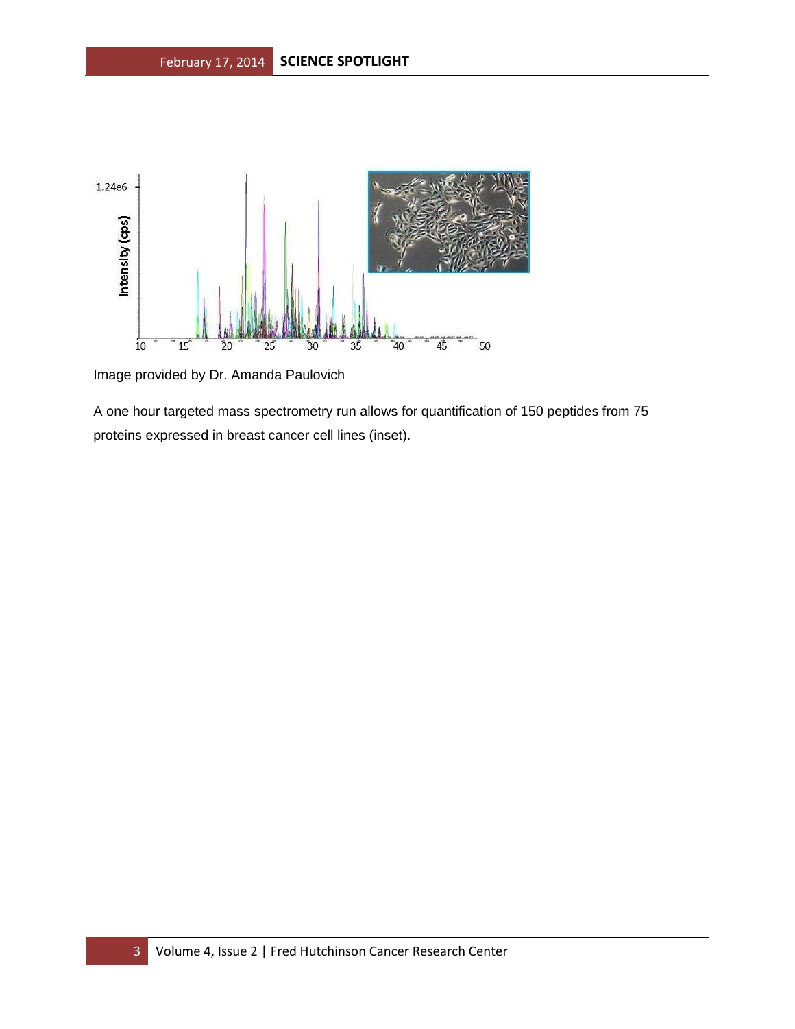1.24e6

Intensity (cps)

10 15 20 25 30 35 40 45 50

Image provided by Dr. Amanda Paulovich

A one hour targeted mass spectrometry run allows for quantification of 150 peptides from 75 proteins expressed in breast cancer cell lines (inset).